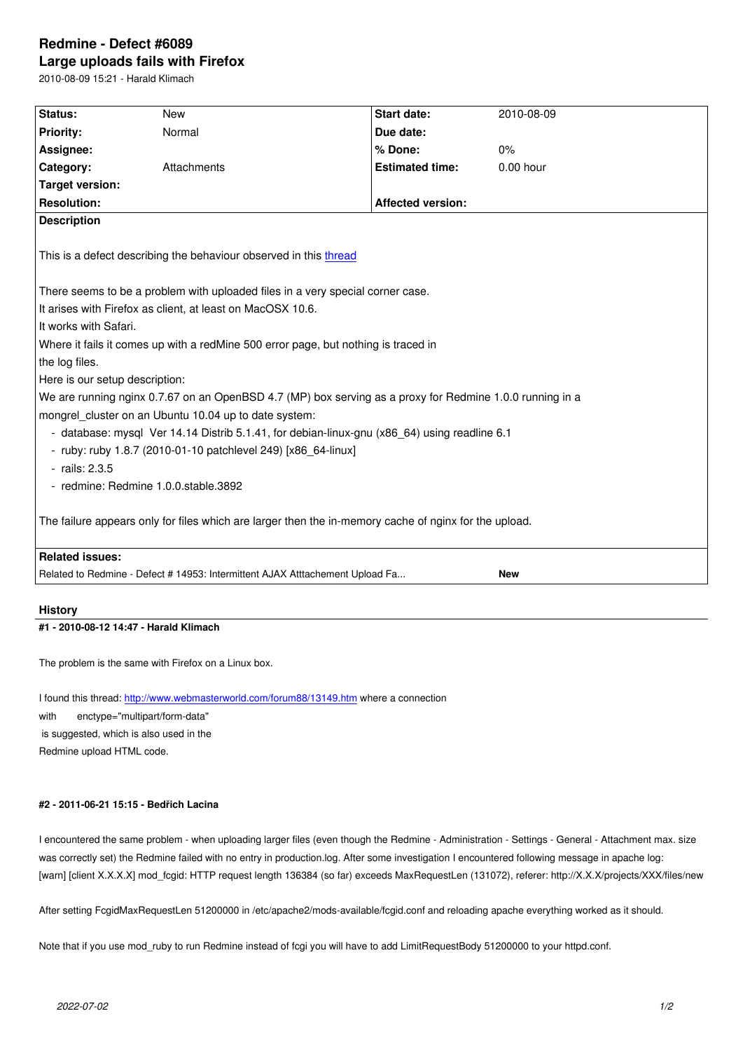# Redmine - Defect #6089

## Large uploads fails with Firefox

2010-08-09 15:21 - Harald Klimach

| Status: | New | Start date: | 2010-08-09 |
|---|---|---|---|
| Priority: | Normal | Due date: | |
| Assignee: | | % Done: | 0% |
| Category: | Attachments | Estimated time: | 0.00 hour |
| Target version: | | | |
| Resolution: | | Affected version: | |

**Description**

This is a defect describing the behaviour observed in this [thread](#)

There seems to be a problem with uploaded files in a very special corner case.
It arises with Firefox as client, at least on MacOSX 10.6.
It works with Safari.
Where it fails it comes up with a redMine 500 error page, but nothing is traced in
the log files.
Here is our setup description:
We are running nginx 0.7.67 on an OpenBSD 4.7 (MP) box serving as a proxy for Redmine 1.0.0 running in a
mongrel_cluster on an Ubuntu 10.04 up to date system:

- database: mysql Ver 14.14 Distrib 5.1.41, for debian-linux-gnu (x86_64) using readline 6.1
- ruby: ruby 1.8.7 (2010-01-10 patchlevel 249) [x86_64-linux]
- rails: 2.3.5
- redmine: Redmine 1.0.0.stable.3892

The failure appears only for files which are larger then the in-memory cache of nginx for the upload.

**Related issues:**

| | |
|---|---|
| Related to Redmine - Defect # 14953: Intermittent AJAX Atttachement Upload Fa... | **New** |

## History

#### #1 - 2010-08-12 14:47 - Harald Klimach

The problem is the same with Firefox on a Linux box.

I found this thread: http://www.webmasterworld.com/forum88/13149.htm where a connection
with enctype="multipart/form-data"
is suggested, which is also used in the
Redmine upload HTML code.

#### #2 - 2011-06-21 15:15 - Bedřich Lacina

I encountered the same problem - when uploading larger files (even though the Redmine - Administration - Settings - General - Attachment max. size was correctly set) the Redmine failed with no entry in production.log. After some investigation I encountered following message in apache log:
[warn] [client X.X.X.X] mod_fcgid: HTTP request length 136384 (so far) exceeds MaxRequestLen (131072), referer: http://X.X.X/projects/XXX/files/new

After setting FcgidMaxRequestLen 51200000 in /etc/apache2/mods-available/fcgid.conf and reloading apache everything worked as it should.

Note that if you use mod_ruby to run Redmine instead of fcgi you will have to add LimitRequestBody 51200000 to your httpd.conf.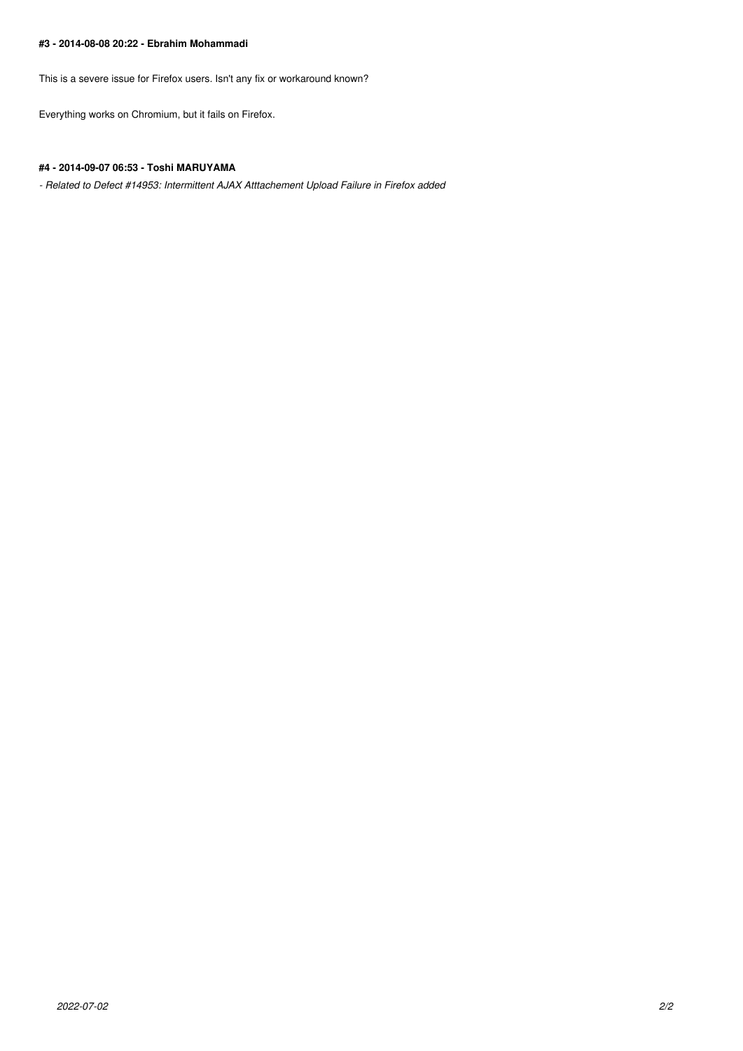#### #3 - 2014-08-08 20:22 - Ebrahim Mohammadi

This is a severe issue for Firefox users. Isn't any fix or workaround known?

Everything works on Chromium, but it fails on Firefox.

#### #4 - 2014-09-07 06:53 - Toshi MARUYAMA

*- Related to Defect #14953: Intermittent AJAX Atttachement Upload Failure in Firefox added*